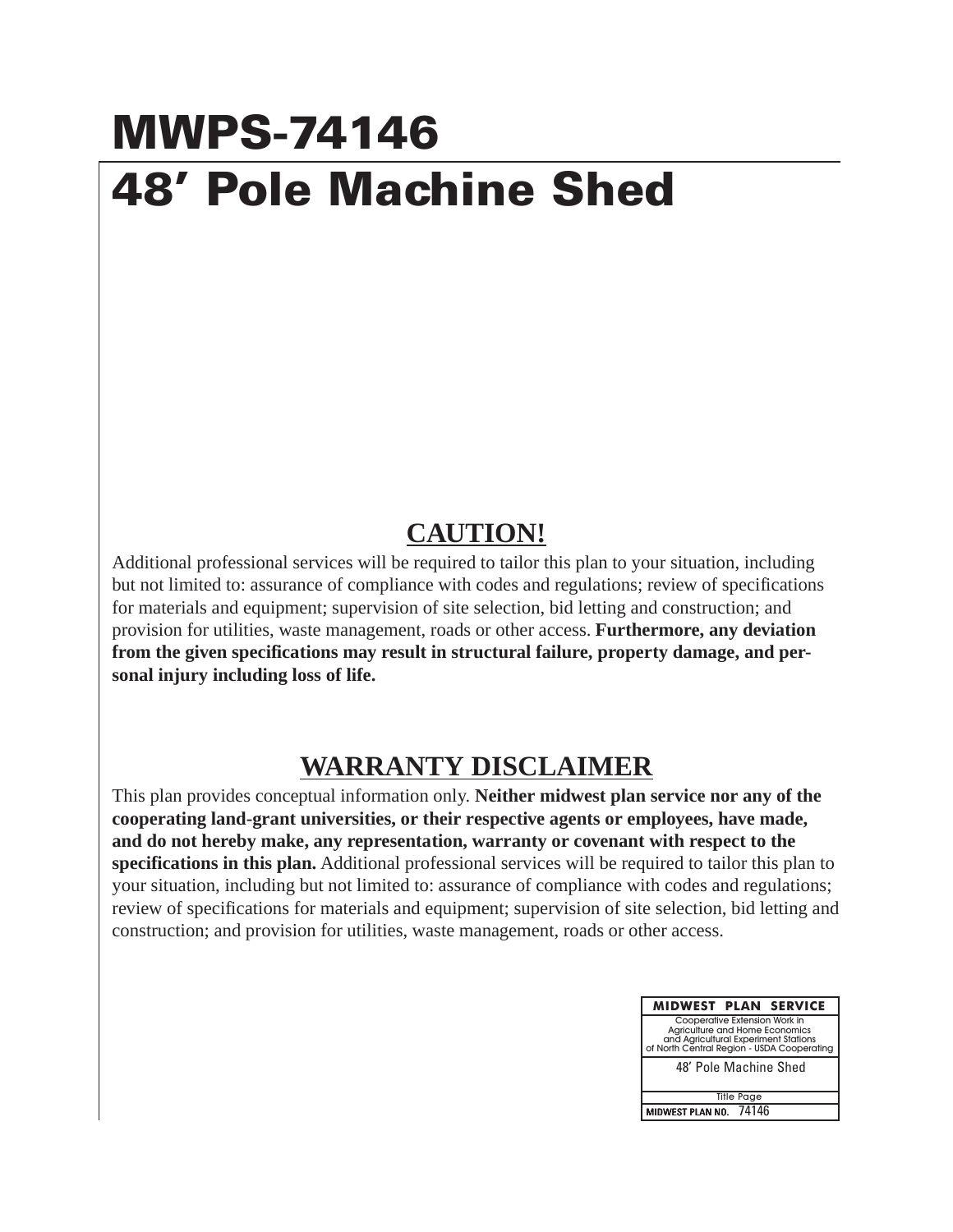# MWPS-74146

# 48′ Pole Machine Shed

## CAUTION!

Additional professional services will be required to tailor this plan to your situation, including but not limited to: assurance of compliance with codes and regulations; review of specifications for materials and equipment; supervision of site selection, bid letting and construction; and provision for utilities, waste management, roads or other access. **Furthermore, any deviation from the given specifications may result in structural failure, property damage, and personal injury including loss of life.**

## WARRANTY DISCLAIMER

This plan provides conceptual information only. **Neither midwest plan service nor any of the cooperating land-grant universities, or their respective agents or employees, have made, and do not hereby make, any representation, warranty or covenant with respect to the specifications in this plan.** Additional professional services will be required to tailor this plan to your situation, including but not limited to: assurance of compliance with codes and regulations; review of specifications for materials and equipment; supervision of site selection, bid letting and construction; and provision for utilities, waste management, roads or other access.

| MIDWEST PLAN SERVICE |
| --- |
| Cooperative Extension Work in Agriculture and Home Economics and Agricultural Experiment Stations of North Central Region - USDA Cooperating |
| 48′ Pole Machine Shed |
| Title Page |
| MIDWEST PLAN NO. 74146 |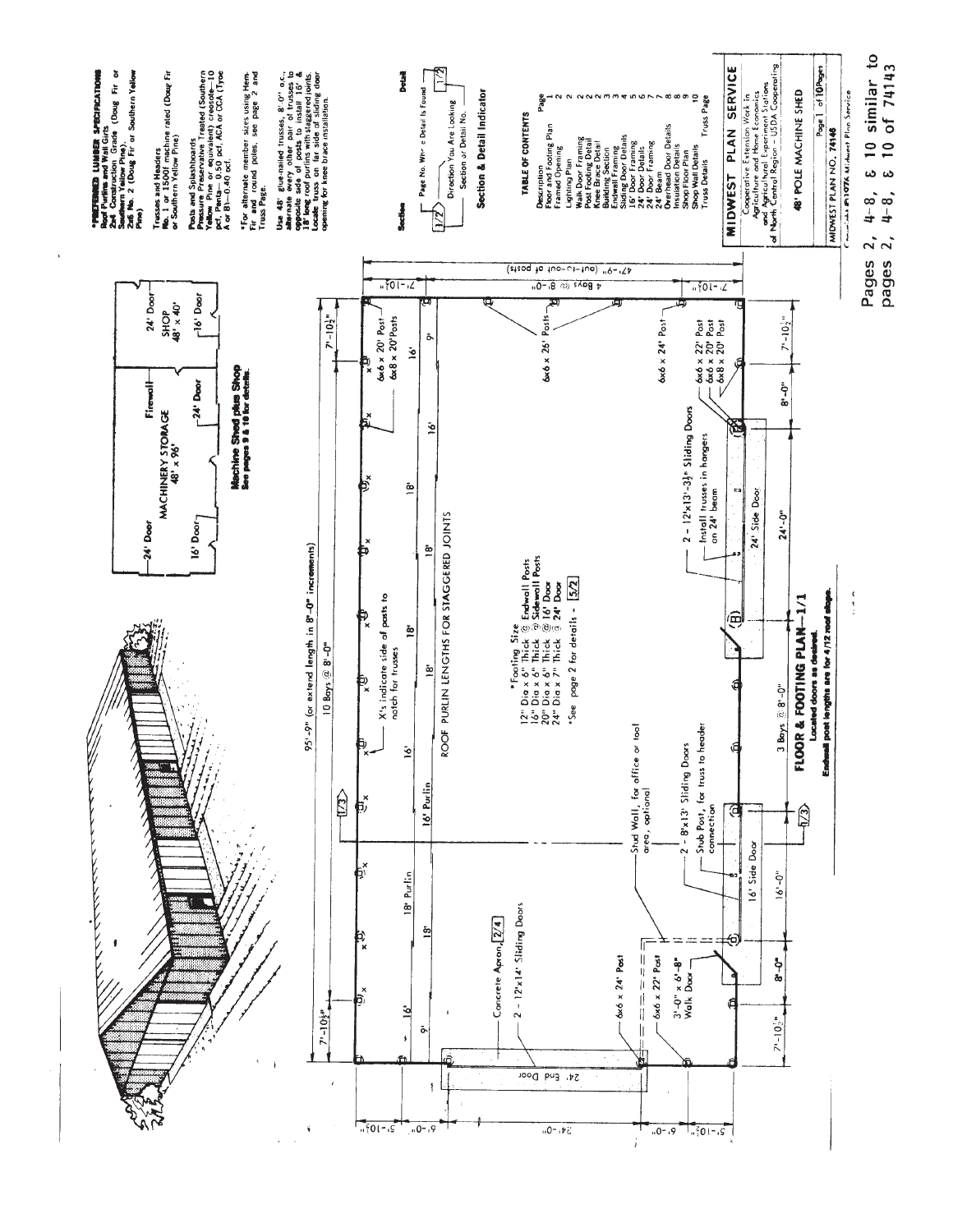***PREFERRED LUMBER SPECIFICATIONS**

**Roof Purlins and Wall Girts**
**2x4 Construction Grade** (Doug Fir or Southern Yellow Pine).
**2x6 No. 2** (Doug Fir or Southern Yellow Pine)

**Trusses and Headers**
**No. 1 or 1500f machine rated** (Doug Fir or Southern Yellow Pine)

**Posts and Splashboards**
**Pressure Preservative Treated** (Southern Yellow Pine or equivalent) creosote—10 pcf, Penta—0.50 pcf, ACA or CCA (Type A or B)—0.40 pcf.

*For alternate member sizes using Hem-Fir and round poles, see page 2 and Truss Page.

Use 48' glue-nailed trusses, 8'-0" o.c., alternate every other pair of trusses to opposite side of posts to install 16' & 18' long roof purlins with staggered joints. Locate truss on far side of sliding door opening for knee brace installation.

**Section & Detail Indicator**

Section: 1/2 — Page No. Where Detail Is Found; Direction You Are Looking; Section or Detail No.

**TABLE OF CONTENTS**

| Description | Page |
|---|---|
| Floor and Footing Plan | 1 |
| Framed Opening | 2 |
| Lighting Plan | 2 |
| Walk Door Framing | 2 |
| Post Footing Detail | 2 |
| Knee Brace Detail | 2 |
| Building Section | 3 |
| Endwall Framing | 3 |
| Sliding Door Details | 4 |
| 16' Door Framing | 5 |
| 24' Door Details | 6 |
| 24' Door Framing | 7 |
| 24' Beam | 7 |
| Overhead Door Details | 8 |
| Insulation Details | 8 |
| Shop Floor Plan | 9 |
| Shop Wall Details | 10 |
| Truss Details | Truss Page |

**MIDWEST PLAN SERVICE**
Cooperative Extension Work in Agriculture and Home Economics and Agricultural Experiment Stations of North Central Region - USDA Cooperating

**48' POLE MACHINE SHED**

MIDWEST PLAN NO. 74146

Copyright ©1976 Midwest Plan Service

Pages 2, 4-8, & 10 similar to pages 2, 4-8, & 10 of 74143

**Machine Shed plus Shop**
See pages 9 & 10 for details.

MACHINERY STORAGE 48' x 96' — Firewall — SHOP 48' x 40'; 24' Door, 16' Door, 24' Door, 24' Door, 16' Door

**FLOOR & FOOTING PLAN—1/1**
Located doors as desired.
Endwall post lengths are for 4/12 roof slope.

95'-9" (or extend length in 8'-0" increments); 10 Bays @ 8'-0"; 7'-10½"; 47'-9" (out-to-out of posts); 4 Bays @ 8'-0"; 24' End Door; 6x6 x 20' Post; 6x8 x 20' Posts; 6x6 x 26' Posts; 6x6 x 24' Post; 6x6 x 22' Post; 6x6 x 20' Post; 6x8 x 20' Post; 2 - 12'x13'-3½" Sliding Doors; Install trusses in hangers on 24' beam; 24' Side Door; 16' Side Door; 2 - 8'x13' Sliding Doors; Stub Post, for truss to header connection; Stud Wall, for office or tool area, optional; 3 Bays @ 8'-0"; 2 - 12'x14' Sliding Doors; Concrete Apron 2/4; 3'-0" x 6'-8" Walk Door; X's indicate side of posts to notch for trusses; ROOF PURLIN LENGTHS FOR STAGGERED JOINTS; 16' Purlin; 18' Purlin

*Footing Size
12" Dia x 6" Thick @ Endwall Posts
16" Dia x 6" Thick @ Sidewall Posts
20" Dia x 6" Thick @ 16' Door
24" Dia x 7" Thick @ 24' Door
*See page 2 for details - 5/2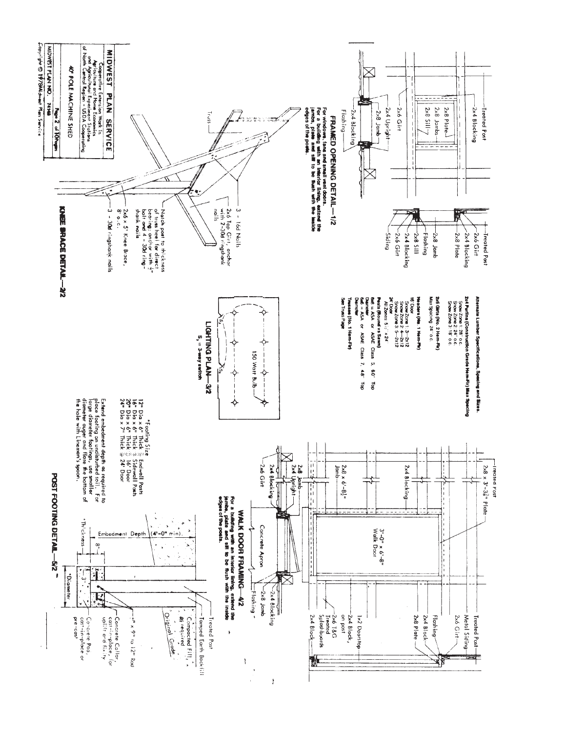# MIDWEST PLAN SERVICE

Cooperative Extension Work in Agriculture and Home Economics and Agricultural Experiment Stations of North Central Region - USDA Cooperating

40' POLE MACHINE SHED

MIDWEST PLAN NO. 74140 — Page 2 of 10 Pages

Copyright © 1978 Midwest Plan Service

## FRAMED OPENING DETAIL—1/2

Treated Post

2x4 Blocking

2x8 Plate

2x8 Jambs

2x8 Sill

2x6 Girt

2x4 Upright

2x8 Jamb

2x4 Blocking

Flashing

Treated Post

2x6 Girt

2x4 Blocking

2x8 Plate

2x8 Jamb

Flashing

2x8 Sill

2x4 Blocking

2x6 Girt

Siding

For windows, fans and small vent doors. For a building with an interior lining, extend the jambs, plate and sill to be flush with the inside edges of the posts.

## KNEE BRACE DETAIL—2/2

Truss

3 - 16d Nails

2x6 Top Girt, anchor with 2-30d ringshank nails

Notch post to thickness of truss heel for direct bearing; anchor with 1/2" bolt and 4 - 30d ringshank nails

2x6 x 5' Knee Brace, 8' o.c.

3 - 30d ringshank nails

## Alternate Lumber Specifications, Spacing and Sizes.

**2x4 Purlins (Construction Grade Hem-Fir) Max Spacing**

Snow Zone 1: 28" o.c.
Snow Zone 2: 24" o.c.
Snow Zone 3: 18" o.c.

**2x6 Girts (No. 2 Hem-Fir)**

Max Spacing 24" o.c.

**Headers (No. 1 Hem-Fir)**

16' Door
Snow Zone 1: 3—2x12
Snow Zone 2: 4—2x12
Snow Zone 3: 5—2x12

24' Door
All Zones: 5 1/2" x 24"

**Posts (Round vs Sawn)**

6x6 = ASA or ASAE Class 5, 60" Top Diameter

6x8 = ASA or ASAE Class 7, 48" Top Diameter

**Trusses (No. 1 Hem-Fir)**

See Truss Page

## LIGHTING PLAN—3/2

150 Watt Bulb

$S_3$ = 3-way switch

## WALK DOOR FRAMING—4/2

Treated Post

2x8 x 3'-3 3/8" Plate

2x4 Blocking

2x8 x 6'-8 1/2" Jamb

2x8 Jamb

2x4 Upright

2x4 Blocking

2x6 Girt

3'-0" x 6'-8" Walk Door

Concrete Apron

Flashing

2x8 Jamb

2x4 Blocking

Treated Post

Metal Siding

2x6 Girt

2x8 Plate

2x4 Block

Flashing

1x2 Doorstop

2x4 Block, on post

2x6 T&G Treated Splashboards

2x4 Block

For a building with an interior lining, extend the jambs, plate and sill to be flush with the inside edges of the posts.

## POST FOOTING DETAIL—5/2

*Footing Size

12" Dia x 6" Thick Endwall Posts
16" Dia x 6" Thick Sidewall Posts
20" Dia x 6" Thick 16' Door
24" Dia x 7" Thick 24' Door

Extend embedment depth as required to place footing on undisturbed soil. For large diameter footings, use smaller diameter auger and flare the bottom of the hole with Lineman's spoon.

Embedment Depth (4'-0" min).

Treated Post

Tamped Earth Backfill

Compacted Fill, as required

Original Grade

8"

3"

1/2" x 9" to 12" Rod

Concrete Collar, cast-in-place, for uplift and fixity

Concrete Pad, cast-in-place or pre-cast

*Thickness

*Diameter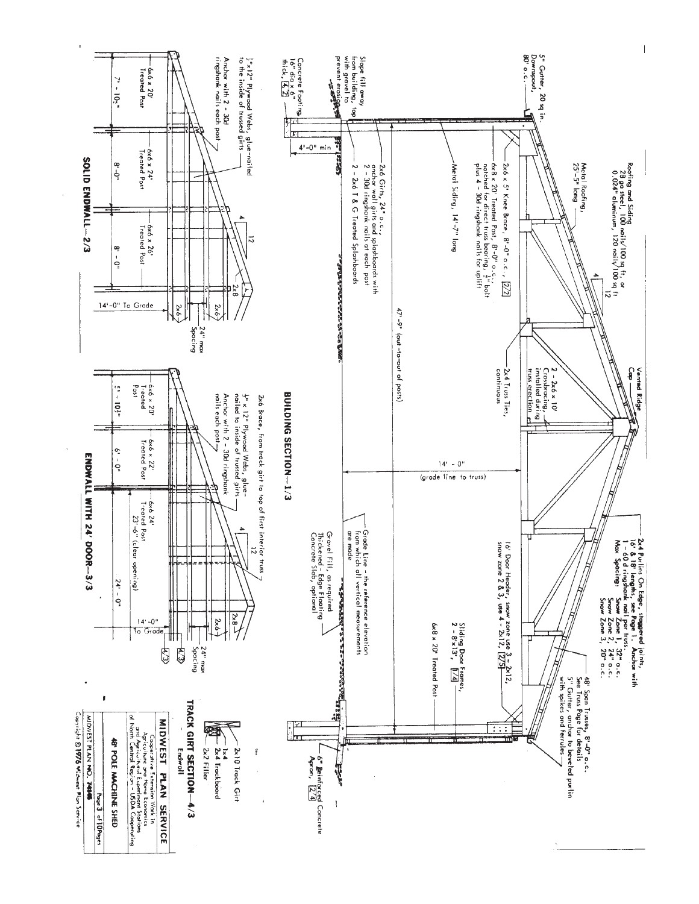## BUILDING SECTION—1/3

5" Gutter, 20 sq in. Downspout, 80' o.c.

Roofing and Siding 28 ga steel, 100 nails/100 sq ft, or 0.024" aluminum, 120 nails/100 sq ft

Metal Roofing, 25'-5" long

Vented Ridge Cap

2x4 Purlins On Edge, staggered joints, 16' & 18' lengths, see Page 1. Anchor with 1 - 60d ringshank nail per truss.
Max Spacing: Snow Zone 1, 32" o.c.
Snow Zone 2, 24" o.c.
Snow Zone 3, 20" o.c.

48' Span Trusses, 8'-0" o.c. See Truss Page for details

5" Gutter, anchor to beveled purlin with spikes and ferrules

2x6 x 5' Knee Brace, 8'-0" o.c., 2/2

6x8 x 20' Treated Post, 8'-0" o.c., notched for direct truss bearing, ½" bolt plus 4 - 30d ringshank nails for uplift

Metal Siding, 14'-7" long

2 - 2x6 x 10' Crossbracing, installed during truss erection

2x4 Truss Ties, continuous

16' Door Header, snow zone use 3 - 2x12, snow zone 2 & 3, use 4 - 2x12, 2/5

Sliding Door Frames, 2 - 8'x13', 1/4

6x8 x 20' Treated Post

14' - 0" (grade line to truss)

47'-9" (out-to-out of posts)

Slope fill away from building, top with gravel to prevent erosion

2x6 Girts, 24" o.c., anchor wall girts and splashboards with 2 - 30d ringshank nails at each post

2 - 2x6 T & G Treated Splashboards

4'-0" min

Concrete Footing, 16" dia x 6" thick, 4/2

Grade Line - the reference elevation from which all vertical measurements are made

Gravel Fill, as required

Thickened - Edge Flooring Concrete Slab, optional

6" Reinforced Concrete Apron, 2/4

## TRACK GIRT SECTION—4/3

Endwall

2x10 Track Girt

1x4

2x4 Trackboard

2x2 Filler

## SOLID ENDWALL—2/3

½"x12" Plywood Webs, glue-nailed to the inside of trussed girts

Anchor with 2 - 30d ringshank nails each post

6x6 x 20' Treated Post

6x6 x 24' Treated Post

6x6 x 26' Treated Post

7' - 10½"

8'-0"

8' - 0"

4 / 12

2x8

2x6

2x6

24" max Spacing

14'-0" To Grade

## ENDWALL WITH 24' DOOR—3/3

2x6 Brace, from track girt to top of first interior truss

½" x 12" Plywood Webs, glue-nailed to inside of trussed girts

Anchor with 2 - 30d ringshank nails each post

6x6 x 20' Treated Post

6x6 x 22' Treated Post

6x6 24' Treated Post

23'-6" (clear opening)

7' - 10½"

6' - 0"

24' - 0"

4 / 12

2x8

2x6

24" max Spacing

14'-0" To Grade

4/3

4/3

**MIDWEST PLAN SERVICE**

Cooperative Extension Work in Agriculture and Home Economics and Agricultural Experiment Stations of North Central Region - USDA Cooperating

**48' POLE MACHINE SHED**

MIDWEST PLAN NO. 74846

Copyright © 1976 Midwest Plan Service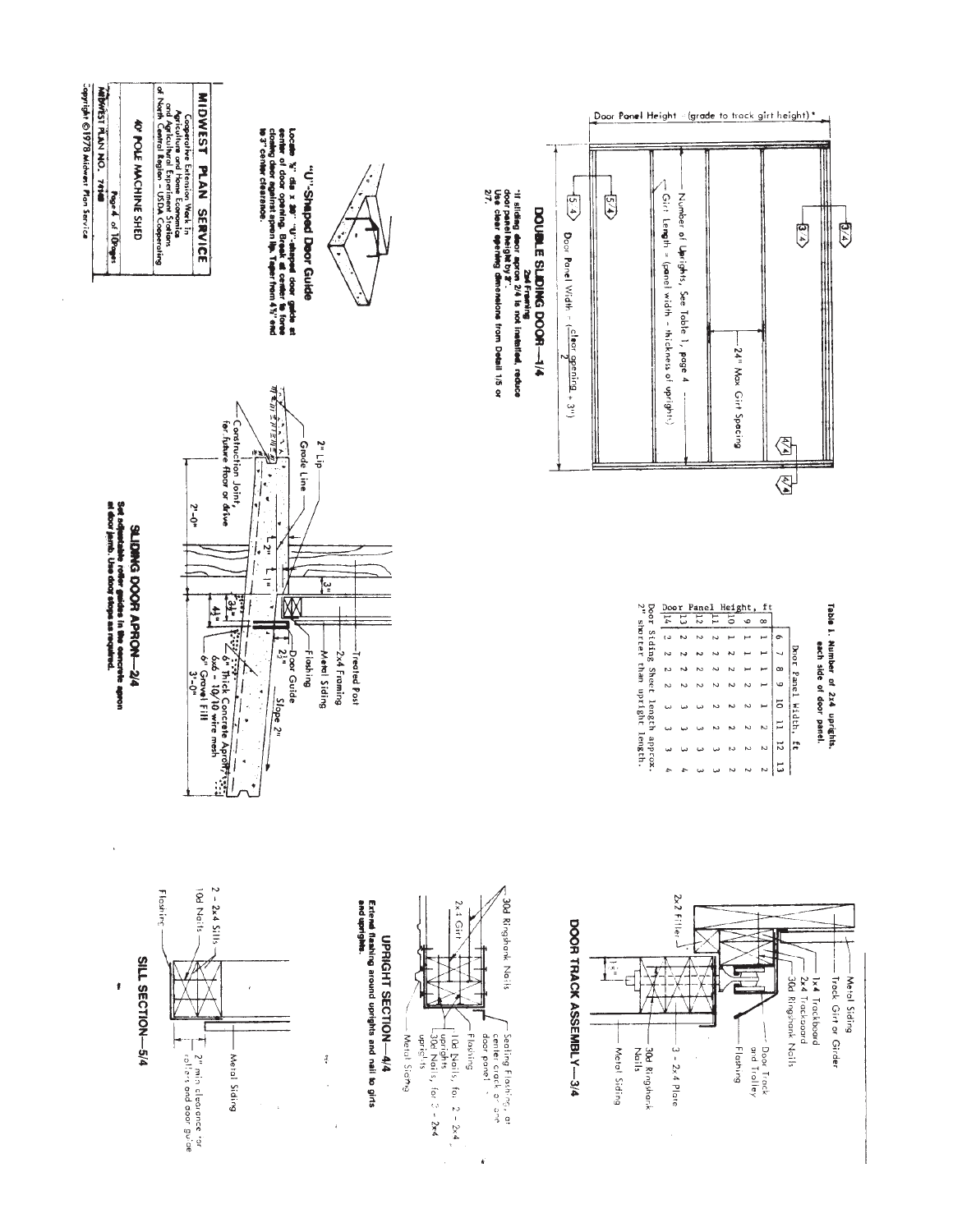## DOUBLE SLIDING DOOR—1/4

**2x4 Framing**

Door Panel Height = (grade to track girt height)*

Number of Uprights, See Table 1, page 4

Girt Length = (panel width - thickness of uprights)

24" Max Girt Spacing

Door Panel Width = $\frac{(\text{clear opening} + 3")}{2}$

*If sliding door apron 2/4 is not installed, reduce door panel height by 3". Use clear opening dimensions from Detail 1/5 or 2/7.

**Table 1. Number of 2x4 uprights, each side of door panel.**

| Door Panel Height, ft | Door Panel Width, ft | | | | | | | |
|---|---|---|---|---|---|---|---|---|
| | 6 | 7 | 8 | 9 | 10 | 11 | 12 | 13 |
| 8 | 1 | 1 | 1 | 1 | 1 | 2 | 2 | 2 |
| 9 | 1 | 1 | 1 | 1 | 2 | 2 | 2 | 2 |
| 10 | 1 | 1 | 1 | 2 | 2 | 2 | 2 | 2 |
| 11 | 2 | 2 | 2 | 2 | 2 | 2 | 2 | 2 |
| 12 | 2 | 2 | 2 | 2 | 2 | 2 | 3 | 3 |
| 13 | 2 | 2 | 2 | 2 | 3 | 3 | 3 | 3 |
| 14 | 2 | 2 | 2 | 2 | 3 | 3 | 3 | 4 |

Door Siding Sheet length approx. 2" shorter than upright length.

## DOOR TRACK ASSEMBLY—3/4

Metal Siding; Track Girt or Girder; 1x4 Trackboard; 2x4 Trackboard; 30d Ringshank Nails; Door Track and Trolley; Flashing; 3 - 2x4 Plate; 30d Ringshank Nails; Metal Siding; 2x2 Filler; 1½"

## UPRIGHT SECTION—4/4

30d Ringshank Nails; 2x4 Girt; Sealing Flashing at center crack of one door panel; Flashing; 10d Nails, for 2 - 2x4 uprights; 30d Nails, for 3 - 2x4 uprights; Metal Siding

Extend flashing around uprights and nail to girts and uprights.

## SILL SECTION—5/4

2 - 2x4 Sills; 10d Nails; Flashing; Metal Siding; 2" min clearance for rollers and door guide

## "U"-Shaped Door Guide

Locate ⅝" dia x 30" "U"-shaped door guide at center of door opening. Break at center to force closing door against apron lip. Taper from 4½" end to 3" center clearance.

## SLIDING DOOR APRON—2/4

Treated Post; 2x4 Framing; Metal Siding; Flashing; Door Guide; 2½"; Slope 2"; 6" Thick Concrete Apron; 6x6 - 10/10 wire mesh; 6" Gravel Fill; 3'-0"; 2" Lip; Grade Line; Construction Joint, for future floor or drive; 2'-0"; 2"; 1"; 3"; 3¼"; 4½"

Set adjustable roller guides in the concrete apron at door jamb. Use door stops as required.

| MIDWEST PLAN SERVICE |
|---|
| Cooperative Extension Work in Agriculture and Home Economics and Agricultural Experiment Stations of North Central Region - USDA Cooperating |
| 40' POLE MACHINE SHED |
| MIDWEST PLAN NO. 74108 — Page 4 of 10 Pages |

Copyright ©1978 Midwest Plan Service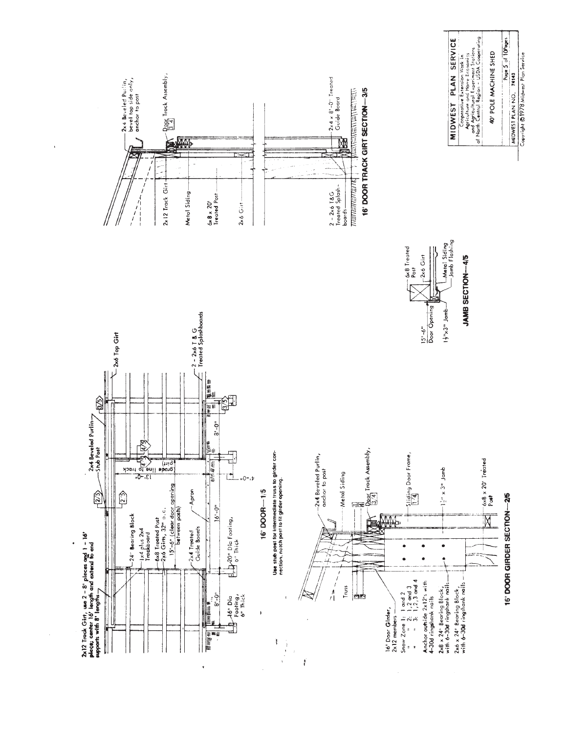2x12 Track Girt, use 2 - 8' pieces and 1 - 16' piece; center 16' length and extend to end supports with 8' lengths

2x4 Beveled Purlin

Stub Post

2x6 Top Girt

24" Bearing Block

1x4 plus 2x4 Trackboard

6x8 Treated Post

2x6 Girts, 32" o.c.

15'-6" (clear door opening between posts)

13'-0" to track (grade line to girt)

2x4 Treated Guide Boards

Apron

2 - 2x6 T & G Treated Splashboards

16" Dia Footing, 6" Thick

20" Dia Footing, 6" Thick

8'-0"  16'-0"  8'-0"  4'-0"

## 16' DOOR—1/5

**Use stub post for intermediate truss to girder connection, notch post to fit girder opening.**

Truss

2x4 Beveled Purlin, anchor to post

Metal Siding

Door Track Assembly, 3/4

Sliding Door Frame, 1/4

1½" x 3" Jamb

6x8 x 20' Treated Post

16' Door Girder, 2x12 members

Snow Zone 1: 1 and 2
" " 2: 1, 2 and 3
" " 3: 1, 2, 3 and 4

Anchor outside 2x12's with 4-30d ringshank nails

2x8 x 24" Bearing Block, with 6-30d ringshank nails

2x6 x 24" Bearing Block, with 6-30d ringshank nails

## 16' DOOR GIRDER SECTION—2/5

15'-6" Door Opening

1½"x3" Jamb

6x8 Treated Post

2x6 Girt

Metal Siding

Jamb Flashing

## JAMB SECTION—4/5

2x4 Beveled Purlin, bevel top side only, anchor to post

Door Track Assembly, 3/4

2x12 Track Girt

Metal Siding

6x8 x 20' Treated Post

2x6 Girt

2 - 2x6 T&G Treated Splashboards

2x4 x 8'-0" Treated Guide Board

## 16' DOOR TRACK GIRT SECTION—3/5

**MIDWEST PLAN SERVICE**

Cooperative Extension Work in Agriculture and Home Economics and Agricultural Experiment Stations of North Central Region - USDA Cooperating

40' POLE MACHINE SHED

Page 5 of 10 Pages

MIDWEST PLAN NO. 74143

Copyright © 1978 Midwest Plan Service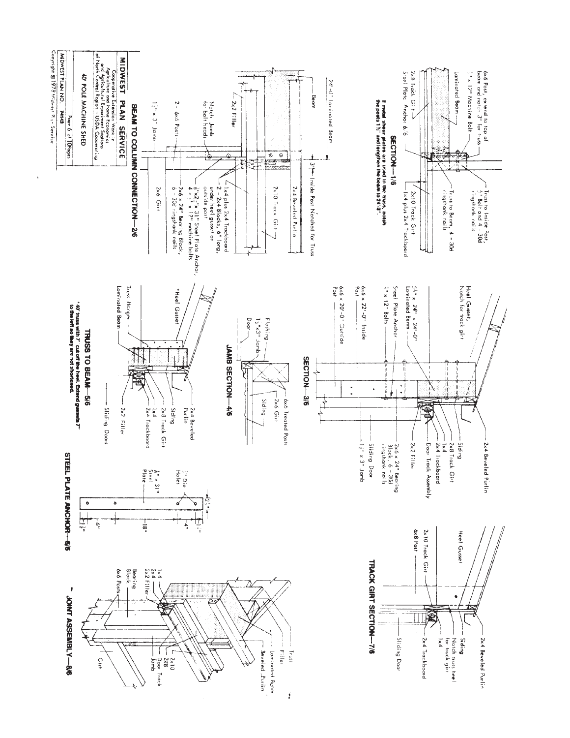## SECTION—1/6

If metal shear plates are used in the truss, notch the posts 1½" and lengthen the beam to 24'-3".

- 6x6 Post, extend to top of beam and notch 3" for truss
- ¾" x 12" Machine Bolt
- Laminated Beam
- 2x8 Track Girt
- Steel Plate Anchor 6/6
- Truss to Inside Post, ½" Bolt and 4 - 30d ringshank nails
- Truss to Beam, 4 - 30d ringshank nails
- 2x10 Track Girt
- 1x4 plus 2x4 Trackboard

## BEAM TO COLUMN CONNECTION—2/6

- 24'-0" Laminated Beam
- Beam
- 2x2 Filler
- Notch Jamb for bolt heads
- 2 - 6x6 Posts
- 1½" x 3" Jamb
- 3¼" Inside Post Notched for Truss
- 2x4 Beveled Purlin
- 2x10 Track Girt
- 1x4 plus 2x4 Trackboard
- 2 - 2x4 Blocks, 6" long, under heel gusset on outside post
- ⅜"x2½"x 31" Steel Plate Anchor, 4 - ½" x 12" machine bolts
- 2x6 x 24" Bearing Block, 6 - 30d ringshank nails
- 2x6 Girt

## SECTION—3/6

- Heel Gusset, Notch for track girt
- 5¼" x 24" x 24'-0" Laminated Beam
- Steel Plate Anchor
- ½" x 12" Bolts
- 6x6 x 22'-0" Inside Post
- 6x6 x 20'-0" Outside Post
- 2x4 Beveled Purlin
- Siding
- 2x8 Track Girt
- 1x4
- 2x4 Trackboard
- Door Track Assembly
- 2x2 Filler
- 2x6 x 24" Bearing Block, 6 - 30d ringshank nails
- Sliding Door
- 1½" x 3" Jamb

## JAMB SECTION—4/6

- Flashing
- 1½"x3" Jamb
- Door
- 6x6 Treated Posts
- 2x6 Girt
- Siding

## TRUSS TO BEAM—5/6

- *Heel Gusset
- Truss Hanger
- Laminated Beam
- 2x4 Beveled Purlin
- Siding
- 2x8 Track Girt
- 1x4
- 2x4 Trackboard
- 2x2 Filler
- Sliding Doors

*40' truss with 7" cut off the heel. Extend gussets 7" to the left so they are not shortened.

## STEEL PLATE ANCHOR—6/6

- ½" Dia Holes
- ⅜" x 31" Steel Plate
- 2½"
- 1½"
- 4"
- 18"
- 6"
- 1½"

## TRACK GIRT SECTION—7/6

- Heel Gusset
- 2x10 Track Girt
- 6x8 Post
- 2x4 Beveled Purlin
- Siding
- Notch truss heel for track girt
- 1x4
- 2x4 Trackboard
- Sliding Door

## JOINT ASSEMBLY—8/6

- 1x4
- 2x4
- 2x2 Filler
- Bearing Block
- 6x6 Posts
- Truss
- Filler
- Laminated Beam
- Beveled Purlin
- 2x10
- 2x8
- Door Track
- Jamb
- Girt

---

**MIDWEST PLAN SERVICE**

Cooperative Extension Work in Agriculture and Home Economics and Agricultural Experiment Stations of North Central Region - USDA Cooperating

40' POLE MACHINE SHED

MIDWEST PLAN NO. 74143 — Page 6 of 10 pages

Copyright © 1979 Midwest Plan Service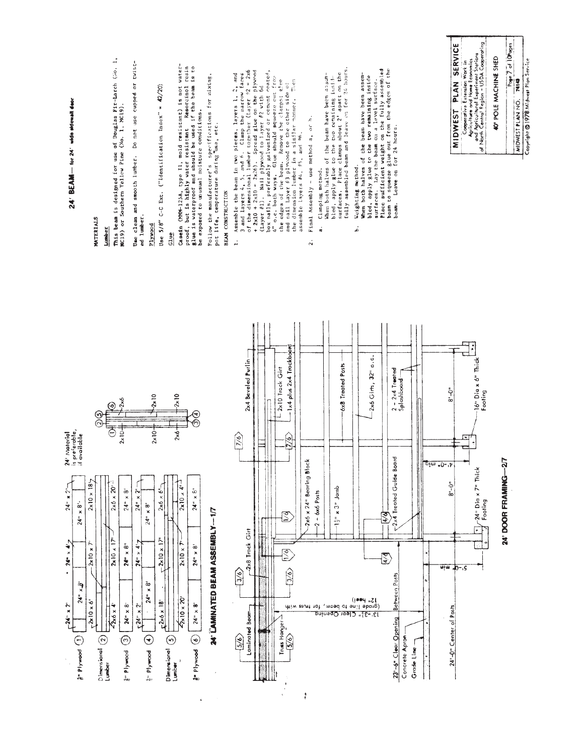## 24' BEAM — for 24' wide sidewall door

### MATERIALS

**Lumber**

This beam is designed for use of Douglas Fir-Larch (No. 1, MC19) or Southern Yellow Pine (No. 1, MC19).

Use clean and smooth lumber. Do not use cupped or twisted lumber.

**Plywood**

Use 5/8" C-C Ext. ("Identification Index" = 42/20)

**Glue**

Casein (MMM-125A, type II, mold resistant) is not waterproof, but is highly water resistant. Resorcinol resin glue is waterproof and should be used if the beam is to be exposed to unusual moisture conditions.

Follow the manufacturer's specifications for mixing, pot life, temperature during use, etc.

### BEAM CONSTRUCTION

1. Assemble the beam in two pieces, layers 1, 2, and 3 and layers 4, 5, and 6. Clamp the narrow faces of the dimensional lumber together (layer #2 = 2x6 + 2x10 + 2x10 = 2x26). Spread glue on the plywood (layer #1). Nail plywood to layer #2 with 6d box nails, preferably galvanized or cement coated, 6" o.c. both ways. Glue should squeeze out from the edges of the beam. Remove the clamps; glue and nail layer #3 plywood to the other side of the dimension lumber in a similar manner. Then assemble layers #4, #5, and #6.

2. Final Assembly - use method a, or b.

   a. Clamping method.
   When both halves of the beam have been assembled, apply glue to the two remaining inside surfaces. Place clamps about 2' apart on the fully assembled beam and leave on for 24 hours.

   b. Weighting method.
   When both halves of the beam have been assembled, apply glue to the two remaining inside surfaces. Lay the beam on a level surface. Place sufficient weight on the fully assembled beam to squeeze glue out from the edges of the beam. Leave on for 24 hours.

### 24' LAMINATED BEAM ASSEMBLY — 1/7

24' Material is preferable, if available

| Layer | | | | | |
|---|---|---|---|---|---|
| 5/8" Plywood ① | 24" x 2' | 24" x 8' | 24" x 4' | 24" x 8' | 24" x 2' |
| Dimensional Lumber ② | 2x10 x 6' / 2x6 x 4' | 2x10 x 7' | 2x10 x 17' | 2x6 x 20' | 2x10 x 18' |
| 5/8" Plywood ③ | 24" x 8' | 24" x 8' | 24" x 8' | | |
| 5/8" Plywood ④ | 24" x 2' | 24" x 8' | 24" x 4' | 24" x 8' | 24" x 2' |
| Dimensional Lumber ⑤ | 2x6 x 18' / 2x10 x 20' | 2x10 x 17' | 2x10 x 7' | 2x6 x 6' | 2x10 x 4' |
| 5/8" Plywood ⑥ | 24" x 8' | 24" x 8' | 24" x 8' | | |

Section: ① ② ⑤ ⑥ 2x6; ① 2x10; 2x10; 2x10; 2x6; ③ ④ 2x10

### 24' DOOR FRAMING — 2/7

Labels: Laminated Beam; Truss Hanger; 2x8 Track Girt; 13'-3½" Clear Opening (grade line to beam, for truss with 12" heel); 23'-6" Clear Opening Between Posts; Concrete Apron; Grade Line; 24'-0" Center of Posts; 2x6 x 24" Bearing Block; 2 - 6x6 Posts; 1½" x 3" Jamb; 2x4 Treated Guide Board; 24" Dia x 7" Thick Footing; 2x4 Beveled Purlin; 2x10 Track Girt; 1x4 plus 2x4 Trackboard; 6x8 Treated Posts; 2x6 Girts, 32" o.c.; 2 - 2x4 Treated Splashboard; 16" Dia x 6" Thick Footing; 8'-0"; 8'-0"; 4'-0"; 5'-0"; 5/6; 3/6; 1/6; 4/6; 7/6

**MIDWEST PLAN SERVICE**
Cooperative Extension Work in Agriculture and Home Economics and Agricultural Experiment Stations of North Central Region - USDA Cooperating

40' POLE MACHINE SHED

MIDWEST PLAN NO. 74149

Copyright © 1978 Midwest Plan Service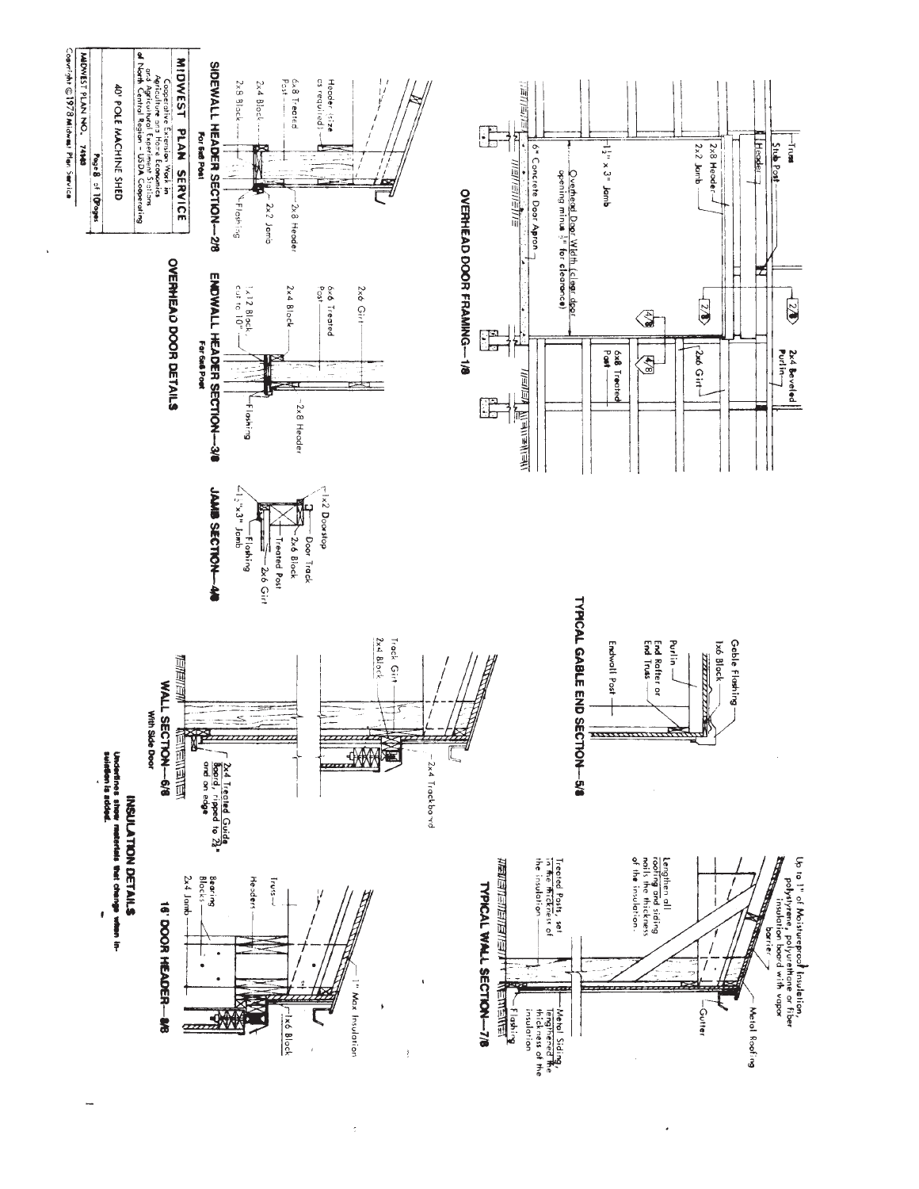## OVERHEAD DOOR FRAMING—1/8

Truss
Stub Post
Header
2x8 Header
2x2 Jamb
1½" x 3" Jamb
Overhead Door Width (clear door opening minus ¾" for clearance)
6" Concrete Door Apron
2x4 Beveled Purlin
2x6 Girt
6x8 Treated Post
2/8
3/8
4/8

## OVERHEAD DOOR DETAILS

### SIDEWALL HEADER SECTION—2/8
**For 6x8 Post**

Header (size as required)
6x8 Treated Post
2x4 Block
2x8 Block
2x8 Header
2x2 Jamb
Flashing

### ENDWALL HEADER SECTION—3/8
**For 6x6 Post**

2x6 Girt
6x6 Treated Post
2x4 Block
1x12 Block, cut to 10"
2x8 Header
Flashing

### JAMB SECTION—4/8

1x2 Doorstop
Door Track
2x6 Block
Treated Post
2x6 Girt
Flashing
1½"x3" Jamb

## INSULATION DETAILS

**Underlines show materials that change when insulation is added.**

### TYPICAL GABLE END SECTION—5/8

Gable Flashing
1x6 Block
Purlin
End Rafter or End Truss
Endwall Post

### WALL SECTION—6/8
**With Side Door**

Track Girt
2x4 Block
2x4 Trackboard
2x4 Treated Guide board, ripped to 2½" and on edge

### TYPICAL WALL SECTION—7/8

Up to 1" of Moistureproof Insulation, polystyrene, polyurethane or fiber insulation board with vapor barrier
Metal Roofing
Gutter
Lengthen all roofing and siding nails the thickness of the insulation.
Treated Posts, set in the thickness of the insulation
Metal Siding, lengthened the thickness of the insulation
Flashing

### 16' DOOR HEADER—8/8

Truss
Headers
Bearing Blocks
2x4 Jamb
1" Max Insulation
1x6 Block

---

| MIDWEST PLAN SERVICE |
|---|
| Cooperative Extension Work in Agriculture and Home Economics and Agricultural Experiment Stations of North Central Region - USDA Cooperating |
| 40' POLE MACHINE SHED |
| MIDWEST PLAN NO. 74140 |

Copyright © 1978 Midwest Plan Service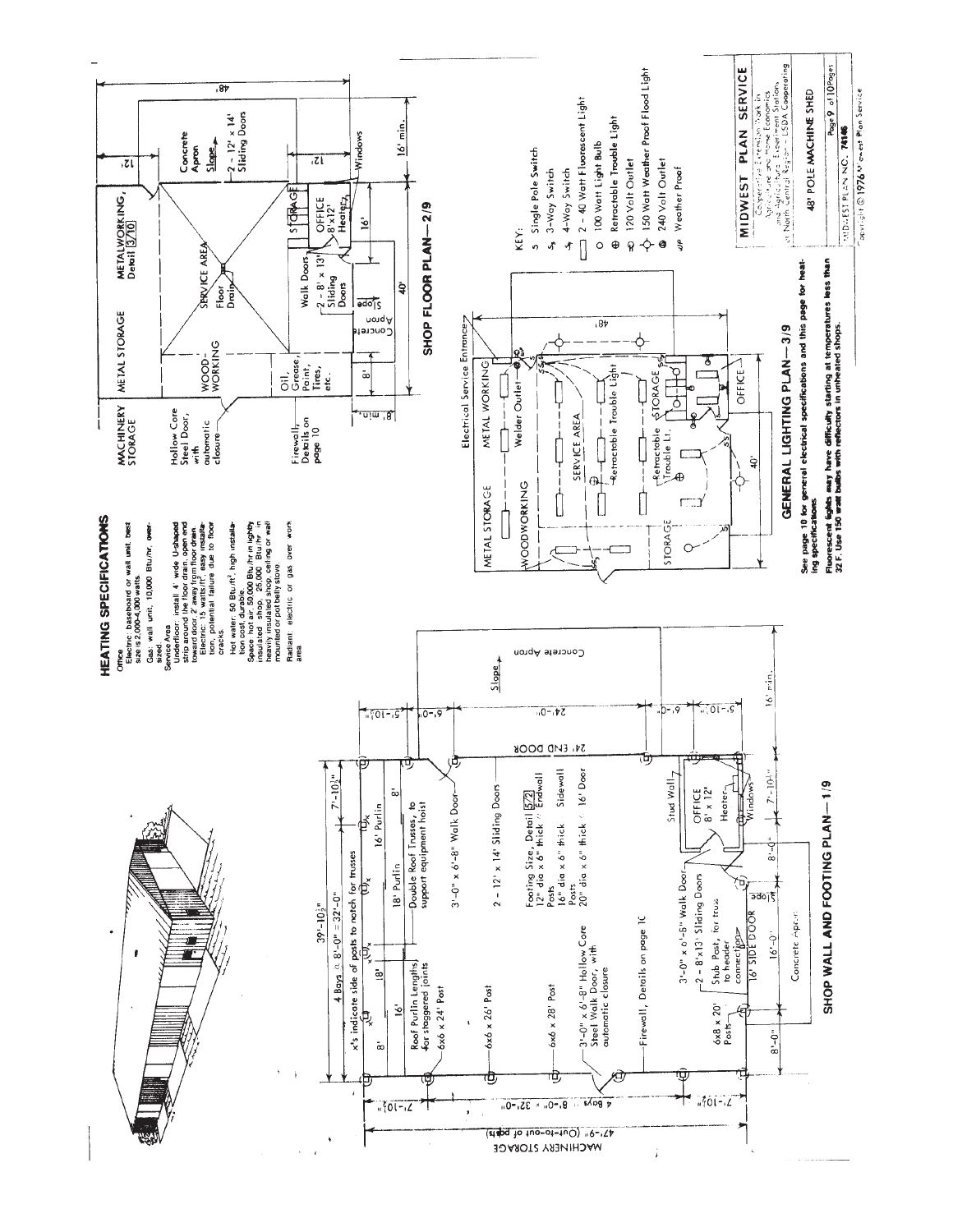## HEATING SPECIFICATIONS

**Office**

Electric: baseboard or wall unit, best size is 2,000–4,000 watts.

Gas: wall unit, 10,000 Btu/hr, oversized.

**Service Area**

Underfloor: install 4' wide U-shaped strip around the floor drain, open end toward door, 2' away from floor drain.
Electric: 15 watts/ft², easy installation, potential failure due to floor cracks.
Hot water: 50 Btu/ft², high installation cost, durable.

Space hot air 50,000 Btu/hr in lightly insulated shop. 25,000 Btu/hr in heavily insulated shop, ceiling or wall mounted or pot belly stove.

Radiant: electric or gas over work area.

## SHOP WALL AND FOOTING PLAN—1/9

- 4 Bays @ 8'-0" = 32'-0"
- 39'-10½"
- 7'-10½"
- x's indicate side of posts to notch for trusses
- 8' | 16' | 18' | 18' Purlin | 16' Purlin | 8'
- Roof Purlin Lengths for staggered joints
- 6x6 x 24' Post
- 6x6 x 26' Post
- 6x6 x 28' Post
- Double Roof Trusses, to support equipment hoist
- 3'-0" x 6'-8" Walk Door
- 2 - 12' x 14' Sliding Doors
- Footing Size, Detail 5/2: Endwall Posts 12" dia x 6" thick; Sidewall Posts 16" dia x 6" thick; 16' Door Posts 20" dia x 6" thick
- 3'-0" x 6'-8" Hollow Core Steel Walk Door, with automatic closure
- Firewall, Details on page 10
- 3'-0" x 6'-8" Walk Door
- 2 - 8'x13' Sliding Doors
- Stub Post, for truss to header connection
- 6x8 x 20' Posts
- Stud Wall
- OFFICE 8' x 12'
- Heater
- Windows
- 16' SIDE DOOR
- Concrete Apron
- Slope
- 8'-0" | 16'-0" | 8'-0" | 7'-10½"
- 24' END DOOR
- 5'-10½" | 6'-0" | 24'-0" | 6'-0" | 5'-10½"
- 16' min.
- 47'-9" (Out-to-out of posts)
- 4 Bays @ 8'-0" = 32'-0"
- 7'-10½" | 7'-10½"
- MACHINERY STORAGE

## SHOP FLOOR PLAN—2/9

- MACHINERY STORAGE
- METAL STORAGE
- METALWORKING, Detail 3/10
- 48'
- 12' | 12'
- Concrete Apron
- Slope
- 2 - 12' x 14' Sliding Doors
- Hollow Core Steel Door, with automatic closure
- WOODWORKING
- SERVICE AREA
- Floor Drain
- STORAGE
- OFFICE 8'x12'
- Heater
- Windows
- 16' min.
- 16'
- Firewall, Details on page 10
- Oil, Grease, Paint, Tires, etc.
- Walk Doors
- 2 - 8' x 13' Sliding Doors
- Concrete Apron
- Slope
- 8' | 40'

## GENERAL LIGHTING PLAN—3/9

- Electrical Service Entrance
- METAL STORAGE
- METAL WORKING
- WOODWORKING
- Welder Outlet
- SERVICE AREA
- Retractable Trouble Light
- Retractable Trouble Lt.
- STORAGE
- STORAGE
- OFFICE
- 48'
- 40'

KEY:

- S Single Pole Switch
- $S_3$ 3-Way Switch
- $S_4$ 4-Way Switch
- 2 - 40 Watt Fluorescent Light
- 100 Watt Light Bulb
- Retractable Trouble Light
- 120 Volt Outlet
- 150 Watt Weather Proof Flood Light
- 240 Volt Outlet
- WP Weather Proof

See page 10 for general electrical specifications and this page for heating specifications.

**Fluorescent lights may have difficulty starting at temperatures less than 32 F. Use 150 watt bulbs with reflectors in unheated shops.**

---

**MIDWEST PLAN SERVICE**

Cooperative Extension Work in Agriculture and Home Economics and Agricultural Experiment Stations of North Central Region — USDA Cooperating

48' POLE MACHINE SHED

Page 9 of 10 Pages

MIDWEST PLAN NO. 74146

Copyright © 1976 Midwest Plan Service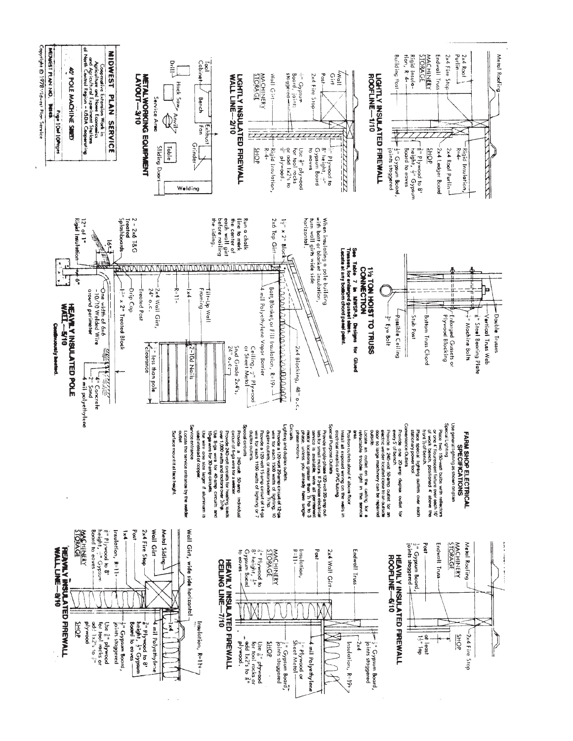## LIGHTLY INSULATED FIREWALL ROOFLINE—1/10

Metal Roofing
2x4 Roof Purlin
2x4 Fire Stop
Endwall Truss
MACHINERY STORAGE
Rigid Insulation, R-4+
Building Post
Rigid Insulation, R-4+
2x4 Roof Purlin
2x4 Ledger Board
SHOP
⅜" Plywood to 8' height, ½" Gypsum Board to eaves
½" Gypsum Board, joints staggered

## LIGHTLY INSULATED FIREWALL WALL LINE—2/10

Wall Girt
Post
2x4 Fire Stop
½" Gypsum Board, joints staggered
Wall Girt
MACHINERY STORAGE
⅜" Plywood to 8' height, ½" Gypsum Board to eaves
Use ⅝" plywood for tool racks or add 1x2's to ⅜" plywood.
Rigid Insulation, R-4+
SHOP

## METALWORKING EQUIPMENT LAYOUT—3/10

Tool Cabinet
Bench
Fan
Exhaust
Grinder
Drill
Hack Saw
Anvil
Table
Service Area
Sliding Doors
Welding

**MIDWEST PLAN SERVICE**
Cooperative Extension Work in Agriculture and Home Economics and Agricultural Experiment Stations of North Central Region - USDA Cooperating

40' POLE MACHINE SHED

MIDWEST PLAN NO. 74113 — Page 10 of 10 Pages

Copyright © 1978 Midwest Plan Service

## 1½ TON HOIST TO TRUSS CONNECTION

Double Trusses
Vertical Truss Web
⅜" Steel Bearing Plate
¾" Machine Bolts
Enlarged Gussets or Plywood Blocking
Bottom Truss Chord
Stub Post
Possible Ceiling
¾" Eye Bolt

**See Table 7 in MWSP-9, Designs for Glued Trusses, for enlarged gusset sizes. Locate at any bottom chord panel point.**

## HEAVILY INSULATED POLE WALL—5/10

**Continuously heated.**

When insulating a pole building with batt or blanket insulation, turn wall girts wide side horizontal.

Run a chalk line to mark the center of each wall girt before nailing the siding.

1½" x 2" Block
2x6 Top Girt
2x4 Blocking, 48" o.c.
Batt, Blanket, or Fill Insulation, R-19+
4 mil Polyethylene Vapor Barrier
Ceiling, ½" Plywood or Sheet Metal
Stud Grade 2x4's, 24" o.c.
Tilt-Up Wall Framing
½" less than pole
2-10d Nails
½" clearance
R-11+
1x4
2x4 Wall Girt, 24" o.c.
Treated Post
Drip Cap
1½" x 2" Treated Block
2 - 2x6 T&G Treated Splashboards
16"
12" of 1" Rigid Insulation
6"
One width of 6x6 - 10/10 Welded Wire around perimeter
4" Concrete
2" Sand
4 mil polyethylene

## FARM SHOP ELECTRICAL SPECIFICATIONS

Use general lighting as shown on plan

Special Lighting
Place two 150-watt bulbs with reflectors or one 4' fluorescent fixture over each 10' of work bench, positioned 4' above the front ⅓ of bench.
Place special lighting outlets over each stationary power tool.

Convenience Outlets
Provide one 20-amp duplex outlet for every 5' of bench.
Provide a 240-volt 50-amp outlet for an electric welder located close to an outside door so large machinery can be repaired outside.
Locate an outlet on the ceiling for a retractable trouble light in the service area.
Position outlets about 4' above floor.
Install all exposed wiring on the walls in electrical metallic or PVC tubing.

Special Purpose Outlets
Provide single-phase 120-volt 20-amp outlets for small motors. If 3-phase electrical service is available, wire all permanent motor locations greater than ½ hp to 3 phase, unless you already have single-phase motors.

Circuits
Lighting and duplex outlets.
Provide a 120-volt 20-amp circuit of 12-ga wire for each 1500 watts of lighting, 10 duplex outlets, or motors under ½ hp.
Provide a 120-volt 15-amp circuit of 14-ga wire for each 1100 watts of lighting or 7 duplex outlets.

Special circuits
Provide a 240-volt 50-amp individual circuit of 6-ga wire for a welder.
Provide 240-volt circuits for heating loads over 1000 watts and motors over ½ hp.
Use 8-ga wire for 40-amp circuits and 10-ga wire for 30-amp circuits.
Use wire one size larger if aluminum is used instead of copper.

Service entrance
Locate the service entrance by the welder outlet.
Surface mount at face height.

## HEAVILY INSULATED FIREWALL ROOFLINE—6/10

Metal Roofing
MACHINERY STORAGE
Endwall Truss
Post
½" Gypsum Board, joints staggered
2x4 Fire Stop
SHOP
at least 1½" lap

## HEAVILY INSULATED FIREWALL CEILING LINE—7/10

Endwall Truss
2x4 Wall Girt
Post
Insulation, R-11+
MACHINERY STORAGE
⅜" Plywood to 8' height, ½" Gypsum Board to eaves
½" Gypsum Board, joints staggered
2x4
4 mil Polyethylene
Insulation, R-19+
½" Plywood or Sheet Metal
½" Gypsum Board, joints staggered
SHOP
Use ⅝" plywood for tool racks or add 1x2's to ⅜" plywood.

## HEAVILY INSULATED FIREWALL WALL LINE—8/10

Wall Girt, wide side horizontal
Insulation, R=11+
Metal Siding
Wall Girt
2x4 Fire Stop
Post
1x4
Insulation, R=11+
⅜" Plywood to 8' height, ½" Gypsum Board to eaves
MACHINERY STORAGE
1x4
4 mil Polyethylene
⅜" Plywood to 8' height, ½" Gypsum Board to eaves
½" Gypsum Board, joints staggered
Use ⅝" plywood for tool racks or add 1x2's to ⅜" plywood
SHOP